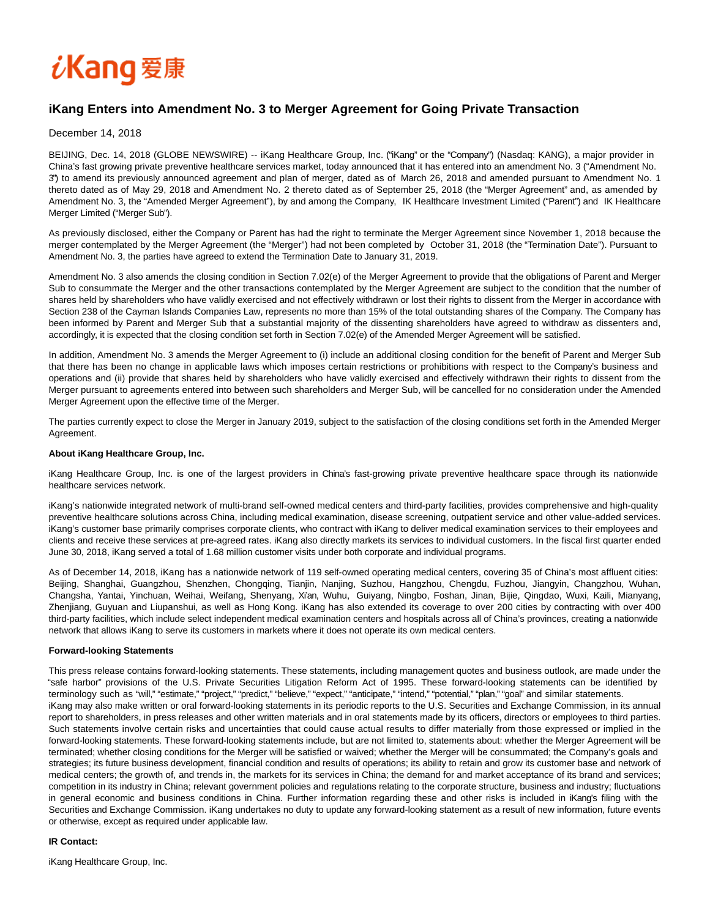iKang 爱康

# iKang Enters into Amendment No. 3 to Merger Agreement for Going Private Transaction

December 14, 2018

BEIJING, Dec. 14, 2018 (GLOBE NEWSWIRE) -- iKang Healthcare Group, Inc. ("iKang" or the "Company") (Nasdaq: KANG), a major provider in China's fast growing private preventive healthcare services market, today announced that it has entered into an amendment No. 3 ("Amendment No. 3") to amend its previously announced agreement and plan of merger, dated as of March 26, 2018 and amended pursuant to Amendment No. 1 thereto dated as of May 29, 2018 and Amendment No. 2 thereto dated as of September 25, 2018 (the "Merger Agreement" and, as amended by Amendment No. 3, the "Amended Merger Agreement"), by and among the Company, IK Healthcare Investment Limited ("Parent") and IK Healthcare Merger Limited ("Merger Sub").

As previously disclosed, either the Company or Parent has had the right to terminate the Merger Agreement since November 1, 2018 because the merger contemplated by the Merger Agreement (the "Merger") had not been completed by October 31, 2018 (the "Termination Date"). Pursuant to Amendment No. 3, the parties have agreed to extend the Termination Date to January 31, 2019.

Amendment No. 3 also amends the closing condition in Section 7.02(e) of the Merger Agreement to provide that the obligations of Parent and Merger Sub to consummate the Merger and the other transactions contemplated by the Merger Agreement are subject to the condition that the number of shares held by shareholders who have validly exercised and not effectively withdrawn or lost their rights to dissent from the Merger in accordance with Section 238 of the Cayman Islands Companies Law, represents no more than 15% of the total outstanding shares of the Company. The Company has been informed by Parent and Merger Sub that a substantial majority of the dissenting shareholders have agreed to withdraw as dissenters and, accordingly, it is expected that the closing condition set forth in Section 7.02(e) of the Amended Merger Agreement will be satisfied.

In addition, Amendment No. 3 amends the Merger Agreement to (i) include an additional closing condition for the benefit of Parent and Merger Sub that there has been no change in applicable laws which imposes certain restrictions or prohibitions with respect to the Company's business and operations and (ii) provide that shares held by shareholders who have validly exercised and effectively withdrawn their rights to dissent from the Merger pursuant to agreements entered into between such shareholders and Merger Sub, will be cancelled for no consideration under the Amended Merger Agreement upon the effective time of the Merger.

The parties currently expect to close the Merger in January 2019, subject to the satisfaction of the closing conditions set forth in the Amended Merger Agreement.

**About iKang Healthcare Group, Inc.**

iKang Healthcare Group, Inc. is one of the largest providers in China's fast-growing private preventive healthcare space through its nationwide healthcare services network.

iKang's nationwide integrated network of multi-brand self-owned medical centers and third-party facilities, provides comprehensive and high-quality preventive healthcare solutions across China, including medical examination, disease screening, outpatient service and other value-added services. iKang's customer base primarily comprises corporate clients, who contract with iKang to deliver medical examination services to their employees and clients and receive these services at pre-agreed rates. iKang also directly markets its services to individual customers. In the fiscal first quarter ended June 30, 2018, iKang served a total of 1.68 million customer visits under both corporate and individual programs.

As of December 14, 2018, iKang has a nationwide network of 119 self-owned operating medical centers, covering 35 of China's most affluent cities: Beijing, Shanghai, Guangzhou, Shenzhen, Chongqing, Tianjin, Nanjing, Suzhou, Hangzhou, Chengdu, Fuzhou, Jiangyin, Changzhou, Wuhan, Changsha, Yantai, Yinchuan, Weihai, Weifang, Shenyang, Xi'an, Wuhu, Guiyang, Ningbo, Foshan, Jinan, Bijie, Qingdao, Wuxi, Kaili, Mianyang, Zhenjiang, Guyuan and Liupanshui, as well as Hong Kong. iKang has also extended its coverage to over 200 cities by contracting with over 400 third-party facilities, which include select independent medical examination centers and hospitals across all of China's provinces, creating a nationwide network that allows iKang to serve its customers in markets where it does not operate its own medical centers.

**Forward-looking Statements**

This press release contains forward-looking statements. These statements, including management quotes and business outlook, are made under the "safe harbor" provisions of the U.S. Private Securities Litigation Reform Act of 1995. These forward-looking statements can be identified by terminology such as "will," "estimate," "project," "predict," "believe," "expect," "anticipate," "intend," "potential," "plan," "goal" and similar statements. iKang may also make written or oral forward-looking statements in its periodic reports to the U.S. Securities and Exchange Commission, in its annual report to shareholders, in press releases and other written materials and in oral statements made by its officers, directors or employees to third parties. Such statements involve certain risks and uncertainties that could cause actual results to differ materially from those expressed or implied in the forward-looking statements. These forward-looking statements include, but are not limited to, statements about: whether the Merger Agreement will be terminated; whether closing conditions for the Merger will be satisfied or waived; whether the Merger will be consummated; the Company's goals and strategies; its future business development, financial condition and results of operations; its ability to retain and grow its customer base and network of medical centers; the growth of, and trends in, the markets for its services in China; the demand for and market acceptance of its brand and services; competition in its industry in China; relevant government policies and regulations relating to the corporate structure, business and industry; fluctuations in general economic and business conditions in China. Further information regarding these and other risks is included in iKang's filing with the Securities and Exchange Commission. iKang undertakes no duty to update any forward-looking statement as a result of new information, future events or otherwise, except as required under applicable law.

**IR Contact:**

iKang Healthcare Group, Inc.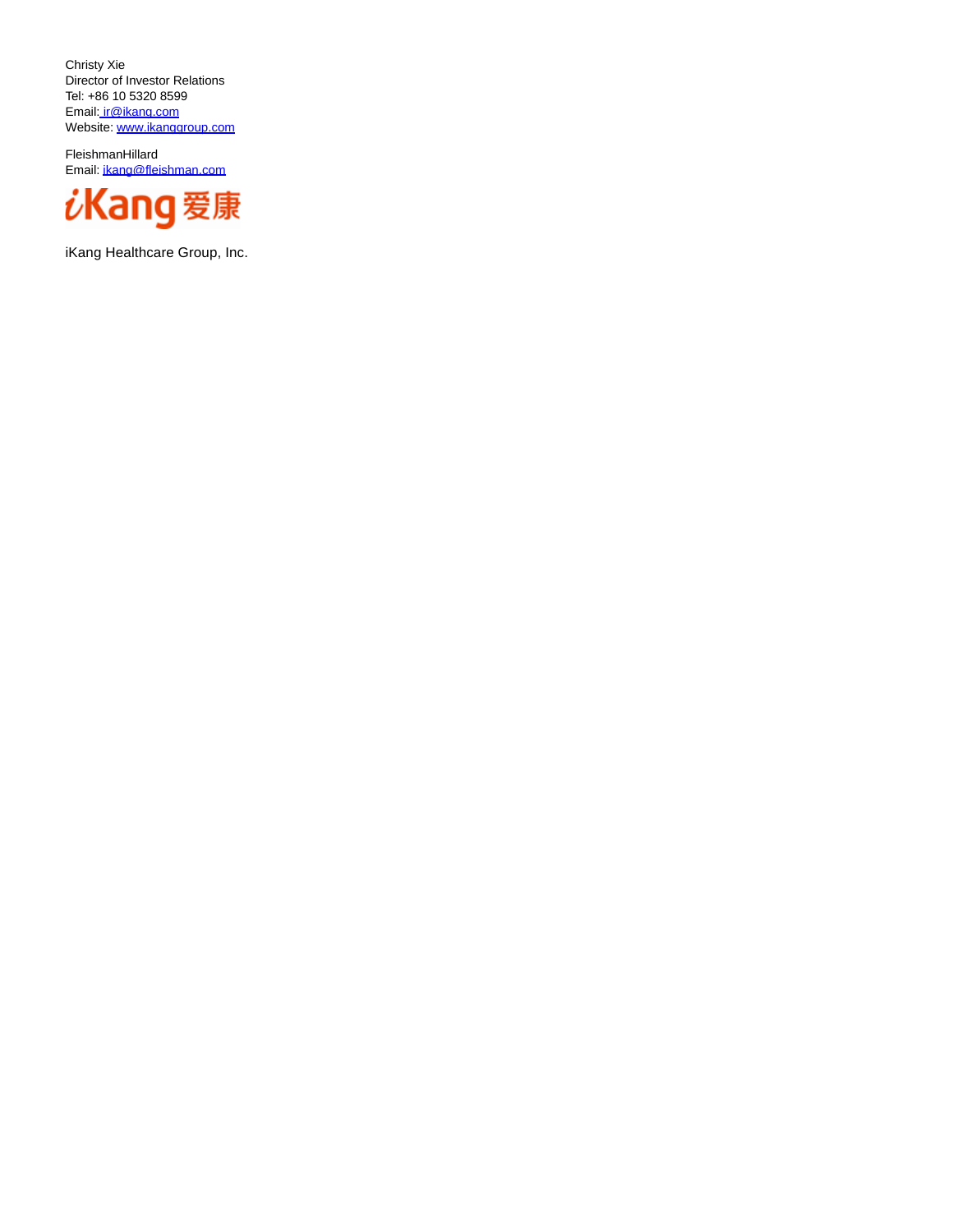Christy Xie
Director of Investor Relations
Tel: +86 10 5320 8599
Email: ir@ikang.com
Website: www.ikanggroup.com

FleishmanHillard
Email: ikang@fleishman.com

iKang 爱康

iKang Healthcare Group, Inc.